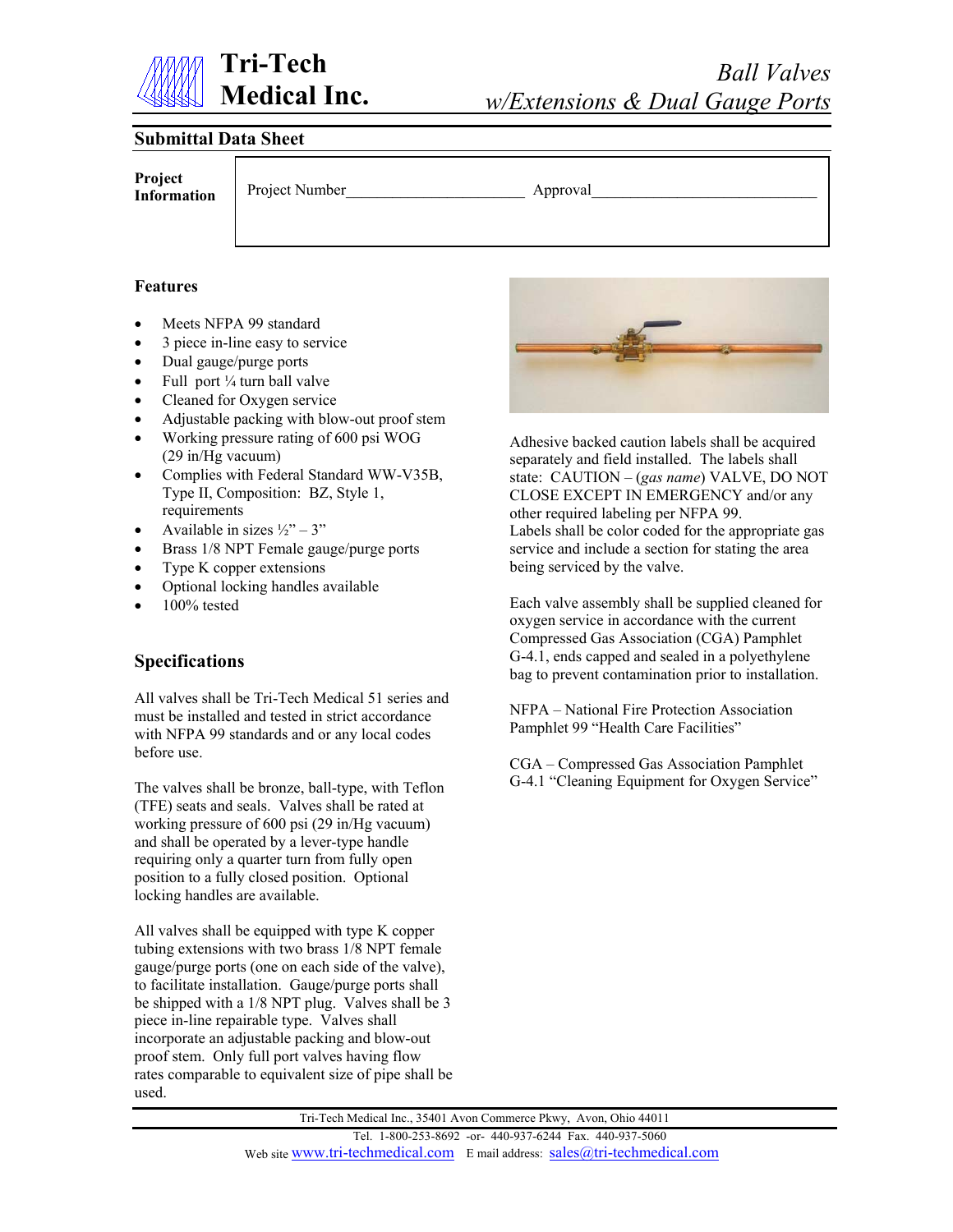# Tri-Tech Medical Inc.

*Ball Valves w/Extensions & Dual Gauge Ports*

## Submittal Data Sheet

**Project Information**

Project Number______________________ Approval____________________________

### Features

- Meets NFPA 99 standard
- 3 piece in-line easy to service
- Dual gauge/purge ports
- Full port ¼ turn ball valve
- Cleaned for Oxygen service
- Adjustable packing with blow-out proof stem
- Working pressure rating of 600 psi WOG (29 in/Hg vacuum)
- Complies with Federal Standard WW-V35B, Type II, Composition: BZ, Style 1, requirements
- Available in sizes ½" – 3"
- Brass 1/8 NPT Female gauge/purge ports
- Type K copper extensions
- Optional locking handles available
- 100% tested

## Specifications

All valves shall be Tri-Tech Medical 51 series and must be installed and tested in strict accordance with NFPA 99 standards and or any local codes before use.

The valves shall be bronze, ball-type, with Teflon (TFE) seats and seals. Valves shall be rated at working pressure of 600 psi (29 in/Hg vacuum) and shall be operated by a lever-type handle requiring only a quarter turn from fully open position to a fully closed position. Optional locking handles are available.

All valves shall be equipped with type K copper tubing extensions with two brass 1/8 NPT female gauge/purge ports (one on each side of the valve), to facilitate installation. Gauge/purge ports shall be shipped with a 1/8 NPT plug. Valves shall be 3 piece in-line repairable type. Valves shall incorporate an adjustable packing and blow-out proof stem. Only full port valves having flow rates comparable to equivalent size of pipe shall be used.

Adhesive backed caution labels shall be acquired separately and field installed. The labels shall state: CAUTION – (*gas name*) VALVE, DO NOT CLOSE EXCEPT IN EMERGENCY and/or any other required labeling per NFPA 99.
Labels shall be color coded for the appropriate gas service and include a section for stating the area being serviced by the valve.

Each valve assembly shall be supplied cleaned for oxygen service in accordance with the current Compressed Gas Association (CGA) Pamphlet G-4.1, ends capped and sealed in a polyethylene bag to prevent contamination prior to installation.

NFPA – National Fire Protection Association Pamphlet 99 "Health Care Facilities"

CGA – Compressed Gas Association Pamphlet G-4.1 "Cleaning Equipment for Oxygen Service"

Tri-Tech Medical Inc., 35401 Avon Commerce Pkwy, Avon, Ohio 44011
Tel. 1-800-253-8692 -or- 440-937-6244 Fax. 440-937-5060
Web site www.tri-techmedical.com E mail address: sales@tri-techmedical.com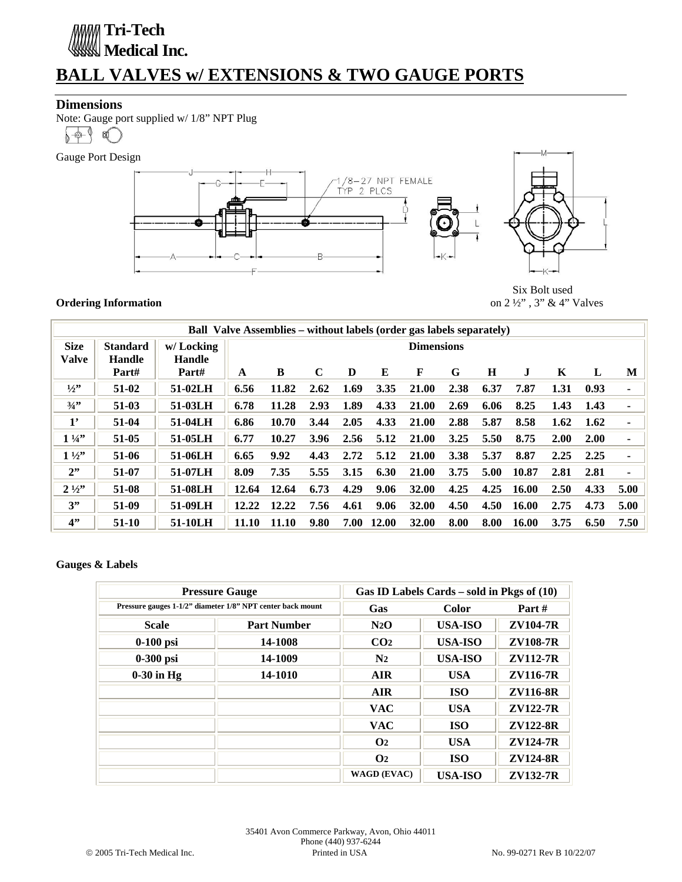Tri-Tech Medical Inc.

# BALL VALVES w/ EXTENSIONS & TWO GAUGE PORTS

## Dimensions

Note: Gauge port supplied w/ 1/8" NPT Plug

Gauge Port Design

1/8-27 NPT FEMALE TYP 2 PLCS

J G H E D L A C B F K M

Six Bolt used on 2 ½" , 3" & 4" Valves

**Ordering Information**

| Ball Valve Assemblies – without labels (order gas labels separately) | | | | | | | | | | | | | | |
|---|---|---|---|---|---|---|---|---|---|---|---|---|---|---|
| Size Valve | Standard Handle Part# | w/ Locking Handle Part# | Dimensions | | | | | | | | | | | |
| | | | A | B | C | D | E | F | G | H | J | K | L | M |
| ½" | 51-02 | 51-02LH | 6.56 | 11.82 | 2.62 | 1.69 | 3.35 | 21.00 | 2.38 | 6.37 | 7.87 | 1.31 | 0.93 | - |
| ¾" | 51-03 | 51-03LH | 6.78 | 11.28 | 2.93 | 1.89 | 4.33 | 21.00 | 2.69 | 6.06 | 8.25 | 1.43 | 1.43 | - |
| 1' | 51-04 | 51-04LH | 6.86 | 10.70 | 3.44 | 2.05 | 4.33 | 21.00 | 2.88 | 5.87 | 8.58 | 1.62 | 1.62 | - |
| 1 ¼" | 51-05 | 51-05LH | 6.77 | 10.27 | 3.96 | 2.56 | 5.12 | 21.00 | 3.25 | 5.50 | 8.75 | 2.00 | 2.00 | - |
| 1 ½" | 51-06 | 51-06LH | 6.65 | 9.92 | 4.43 | 2.72 | 5.12 | 21.00 | 3.38 | 5.37 | 8.87 | 2.25 | 2.25 | - |
| 2" | 51-07 | 51-07LH | 8.09 | 7.35 | 5.55 | 3.15 | 6.30 | 21.00 | 3.75 | 5.00 | 10.87 | 2.81 | 2.81 | - |
| 2 ½" | 51-08 | 51-08LH | 12.64 | 12.64 | 6.73 | 4.29 | 9.06 | 32.00 | 4.25 | 4.25 | 16.00 | 2.50 | 4.33 | 5.00 |
| 3" | 51-09 | 51-09LH | 12.22 | 12.22 | 7.56 | 4.61 | 9.06 | 32.00 | 4.50 | 4.50 | 16.00 | 2.75 | 4.73 | 5.00 |
| 4" | 51-10 | 51-10LH | 11.10 | 11.10 | 9.80 | 7.00 | 12.00 | 32.00 | 8.00 | 8.00 | 16.00 | 3.75 | 6.50 | 7.50 |

**Gauges & Labels**

| Pressure Gauge | | Gas ID Labels Cards – sold in Pkgs of (10) | | |
|---|---|---|---|---|
| Pressure gauges 1-1/2" diameter 1/8" NPT center back mount | | Gas | Color | Part # |
| Scale | Part Number | $N_2O$ | USA-ISO | ZV104-7R |
| 0-100 psi | 14-1008 | $CO_2$ | USA-ISO | ZV108-7R |
| 0-300 psi | 14-1009 | $N_2$ | USA-ISO | ZV112-7R |
| 0-30 in Hg | 14-1010 | AIR | USA | ZV116-7R |
| | | AIR | ISO | ZV116-8R |
| | | VAC | USA | ZV122-7R |
| | | VAC | ISO | ZV122-8R |
| | | $O_2$ | USA | ZV124-7R |
| | | $O_2$ | ISO | ZV124-8R |
| | | WAGD (EVAC) | USA-ISO | ZV132-7R |

35401 Avon Commerce Parkway, Avon, Ohio 44011
Phone (440) 937-6244

© 2005 Tri-Tech Medical Inc. Printed in USA No. 99-0271 Rev B 10/22/07